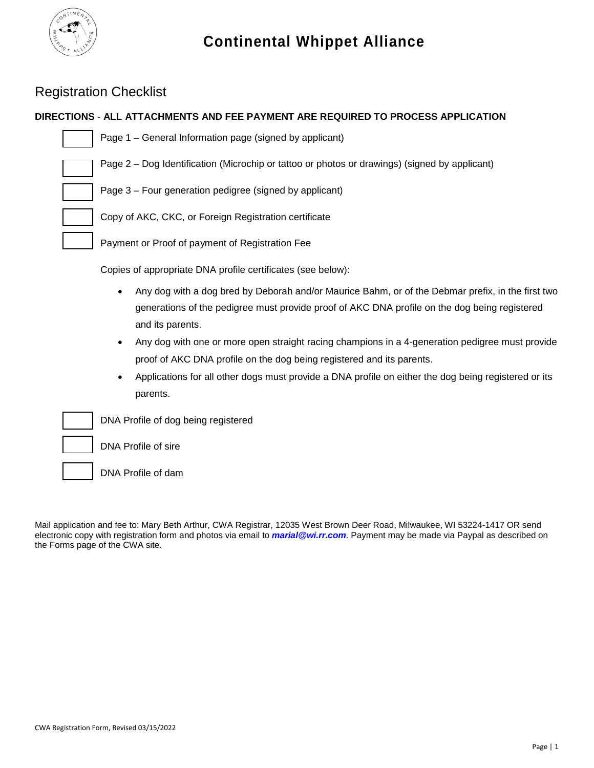# Continental Whippet Alliance

## Registration Checklist

**DIRECTIONS** - **ALL ATTACHMENTS AND FEE PAYMENT ARE REQUIRED TO PROCESS APPLICATION**

- [ ] Page 1 – General Information page (signed by applicant)
- [ ] Page 2 – Dog Identification (Microchip or tattoo or photos or drawings) (signed by applicant)
- [ ] Page 3 – Four generation pedigree (signed by applicant)
- [ ] Copy of AKC, CKC, or Foreign Registration certificate
- [ ] Payment or Proof of payment of Registration Fee

Copies of appropriate DNA profile certificates (see below):

- Any dog with a dog bred by Deborah and/or Maurice Bahm, or of the Debmar prefix, in the first two generations of the pedigree must provide proof of AKC DNA profile on the dog being registered and its parents.
- Any dog with one or more open straight racing champions in a 4-generation pedigree must provide proof of AKC DNA profile on the dog being registered and its parents.
- Applications for all other dogs must provide a DNA profile on either the dog being registered or its parents.

- [ ] DNA Profile of dog being registered
- [ ] DNA Profile of sire
- [ ] DNA Profile of dam

Mail application and fee to: Mary Beth Arthur, CWA Registrar, 12035 West Brown Deer Road, Milwaukee, WI 53224-1417 OR send electronic copy with registration form and photos via email to ***marial@wi.rr.com***. Payment may be made via Paypal as described on the Forms page of the CWA site.

CWA Registration Form, Revised 03/15/2022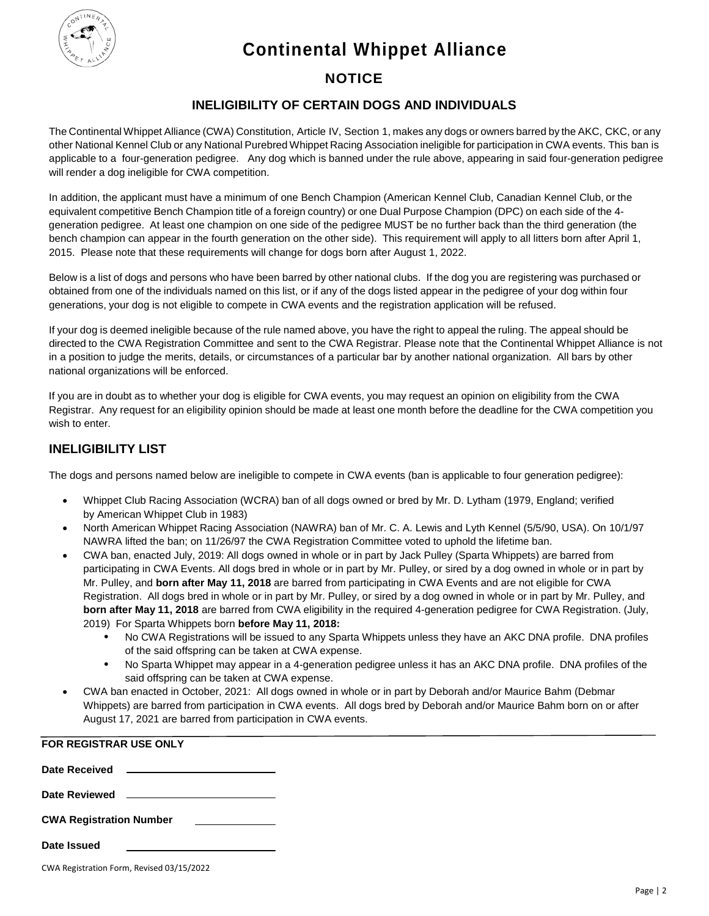# Continental Whippet Alliance

## NOTICE

### INELIGIBILITY OF CERTAIN DOGS AND INDIVIDUALS

The Continental Whippet Alliance (CWA) Constitution, Article IV, Section 1, makes any dogs or owners barred by the AKC, CKC, or any other National Kennel Club or any National Purebred Whippet Racing Association ineligible for participation in CWA events. This ban is applicable to a four-generation pedigree. Any dog which is banned under the rule above, appearing in said four-generation pedigree will render a dog ineligible for CWA competition.

In addition, the applicant must have a minimum of one Bench Champion (American Kennel Club, Canadian Kennel Club, or the equivalent competitive Bench Champion title of a foreign country) or one Dual Purpose Champion (DPC) on each side of the 4-generation pedigree. At least one champion on one side of the pedigree MUST be no further back than the third generation (the bench champion can appear in the fourth generation on the other side). This requirement will apply to all litters born after April 1, 2015. Please note that these requirements will change for dogs born after August 1, 2022.

Below is a list of dogs and persons who have been barred by other national clubs. If the dog you are registering was purchased or obtained from one of the individuals named on this list, or if any of the dogs listed appear in the pedigree of your dog within four generations, your dog is not eligible to compete in CWA events and the registration application will be refused.

If your dog is deemed ineligible because of the rule named above, you have the right to appeal the ruling. The appeal should be directed to the CWA Registration Committee and sent to the CWA Registrar. Please note that the Continental Whippet Alliance is not in a position to judge the merits, details, or circumstances of a particular bar by another national organization. All bars by other national organizations will be enforced.

If you are in doubt as to whether your dog is eligible for CWA events, you may request an opinion on eligibility from the CWA Registrar. Any request for an eligibility opinion should be made at least one month before the deadline for the CWA competition you wish to enter.

## INELIGIBILITY LIST

The dogs and persons named below are ineligible to compete in CWA events (ban is applicable to four generation pedigree):

- Whippet Club Racing Association (WCRA) ban of all dogs owned or bred by Mr. D. Lytham (1979, England; verified by American Whippet Club in 1983)
- North American Whippet Racing Association (NAWRA) ban of Mr. C. A. Lewis and Lyth Kennel (5/5/90, USA). On 10/1/97 NAWRA lifted the ban; on 11/26/97 the CWA Registration Committee voted to uphold the lifetime ban.
- CWA ban, enacted July, 2019: All dogs owned in whole or in part by Jack Pulley (Sparta Whippets) are barred from participating in CWA Events. All dogs bred in whole or in part by Mr. Pulley, or sired by a dog owned in whole or in part by Mr. Pulley, and **born after May 11, 2018** are barred from participating in CWA Events and are not eligible for CWA Registration. All dogs bred in whole or in part by Mr. Pulley, or sired by a dog owned in whole or in part by Mr. Pulley, and **born after May 11, 2018** are barred from CWA eligibility in the required 4-generation pedigree for CWA Registration. (July, 2019) For Sparta Whippets born **before May 11, 2018:**
  - No CWA Registrations will be issued to any Sparta Whippets unless they have an AKC DNA profile. DNA profiles of the said offspring can be taken at CWA expense.
  - No Sparta Whippet may appear in a 4-generation pedigree unless it has an AKC DNA profile. DNA profiles of the said offspring can be taken at CWA expense.
- CWA ban enacted in October, 2021: All dogs owned in whole or in part by Deborah and/or Maurice Bahm (Debmar Whippets) are barred from participation in CWA events. All dogs bred by Deborah and/or Maurice Bahm born on or after August 17, 2021 are barred from participation in CWA events.

---

**FOR REGISTRAR USE ONLY**

**Date Received** ____________________

**Date Reviewed** ____________________

**CWA Registration Number** ____________

**Date Issued** ____________________

CWA Registration Form, Revised 03/15/2022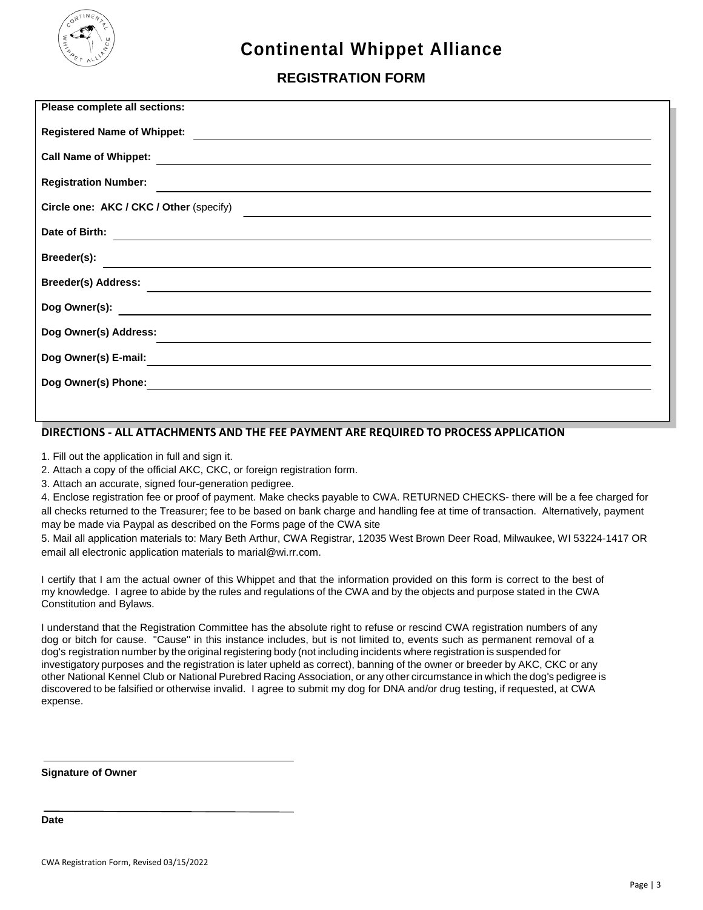# Continental Whippet Alliance

## REGISTRATION FORM

**Please complete all sections:**

**Registered Name of Whippet:** \_\_\_\_\_\_\_\_\_\_\_\_\_\_\_\_\_\_\_\_\_\_\_\_\_\_\_\_\_\_

**Call Name of Whippet:** \_\_\_\_\_\_\_\_\_\_\_\_\_\_\_\_\_\_\_\_\_\_\_\_\_\_\_\_\_\_

**Registration Number:** \_\_\_\_\_\_\_\_\_\_\_\_\_\_\_\_\_\_\_\_\_\_\_\_\_\_\_\_\_\_

**Circle one: AKC / CKC / Other** (specify) \_\_\_\_\_\_\_\_\_\_\_\_\_\_\_\_\_\_\_\_\_\_\_\_\_\_\_\_\_\_

**Date of Birth:** \_\_\_\_\_\_\_\_\_\_\_\_\_\_\_\_\_\_\_\_\_\_\_\_\_\_\_\_\_\_

**Breeder(s):** \_\_\_\_\_\_\_\_\_\_\_\_\_\_\_\_\_\_\_\_\_\_\_\_\_\_\_\_\_\_

**Breeder(s) Address:** \_\_\_\_\_\_\_\_\_\_\_\_\_\_\_\_\_\_\_\_\_\_\_\_\_\_\_\_\_\_

**Dog Owner(s):** \_\_\_\_\_\_\_\_\_\_\_\_\_\_\_\_\_\_\_\_\_\_\_\_\_\_\_\_\_\_

**Dog Owner(s) Address:** \_\_\_\_\_\_\_\_\_\_\_\_\_\_\_\_\_\_\_\_\_\_\_\_\_\_\_\_\_\_

**Dog Owner(s) E-mail:** \_\_\_\_\_\_\_\_\_\_\_\_\_\_\_\_\_\_\_\_\_\_\_\_\_\_\_\_\_\_

**Dog Owner(s) Phone:** \_\_\_\_\_\_\_\_\_\_\_\_\_\_\_\_\_\_\_\_\_\_\_\_\_\_\_\_\_\_

### DIRECTIONS - ALL ATTACHMENTS AND THE FEE PAYMENT ARE REQUIRED TO PROCESS APPLICATION

1. Fill out the application in full and sign it.
2. Attach a copy of the official AKC, CKC, or foreign registration form.
3. Attach an accurate, signed four-generation pedigree.
4. Enclose registration fee or proof of payment. Make checks payable to CWA. RETURNED CHECKS- there will be a fee charged for all checks returned to the Treasurer; fee to be based on bank charge and handling fee at time of transaction. Alternatively, payment may be made via Paypal as described on the Forms page of the CWA site
5. Mail all application materials to: Mary Beth Arthur, CWA Registrar, 12035 West Brown Deer Road, Milwaukee, WI 53224-1417 OR email all electronic application materials to marial@wi.rr.com.

I certify that I am the actual owner of this Whippet and that the information provided on this form is correct to the best of my knowledge. I agree to abide by the rules and regulations of the CWA and by the objects and purpose stated in the CWA Constitution and Bylaws.

I understand that the Registration Committee has the absolute right to refuse or rescind CWA registration numbers of any dog or bitch for cause. "Cause" in this instance includes, but is not limited to, events such as permanent removal of a dog's registration number by the original registering body (not including incidents where registration is suspended for investigatory purposes and the registration is later upheld as correct), banning of the owner or breeder by AKC, CKC or any other National Kennel Club or National Purebred Racing Association, or any other circumstance in which the dog's pedigree is discovered to be falsified or otherwise invalid. I agree to submit my dog for DNA and/or drug testing, if requested, at CWA expense.

\_\_\_\_\_\_\_\_\_\_\_\_\_\_\_\_\_\_\_\_\_\_\_\_\_\_\_\_\_\_

**Signature of Owner**

\_\_\_\_\_\_\_\_\_\_\_\_\_\_\_\_\_\_\_\_\_\_\_\_\_\_\_\_\_\_

**Date**

CWA Registration Form, Revised 03/15/2022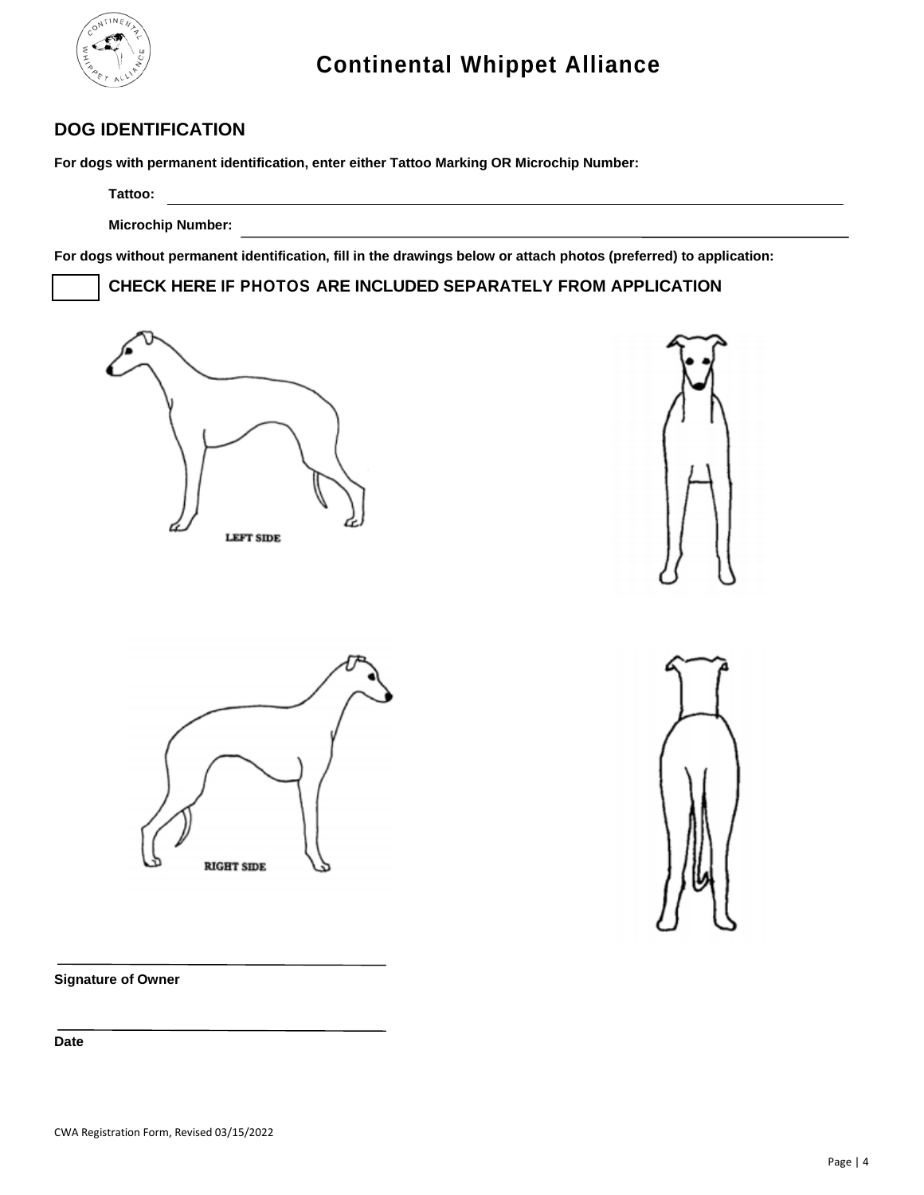# Continental Whippet Alliance

## DOG IDENTIFICATION

**For dogs with permanent identification, enter either Tattoo Marking OR Microchip Number:**

**Tattoo:** ______________________________

**Microchip Number:** ______________________________

**For dogs without permanent identification, fill in the drawings below or attach photos (preferred) to application:**

☐ **CHECK HERE IF PHOTOS ARE INCLUDED SEPARATELY FROM APPLICATION**

LEFT SIDE

RIGHT SIDE

______________________________

**Signature of Owner**

______________________________

**Date**

CWA Registration Form, Revised 03/15/2022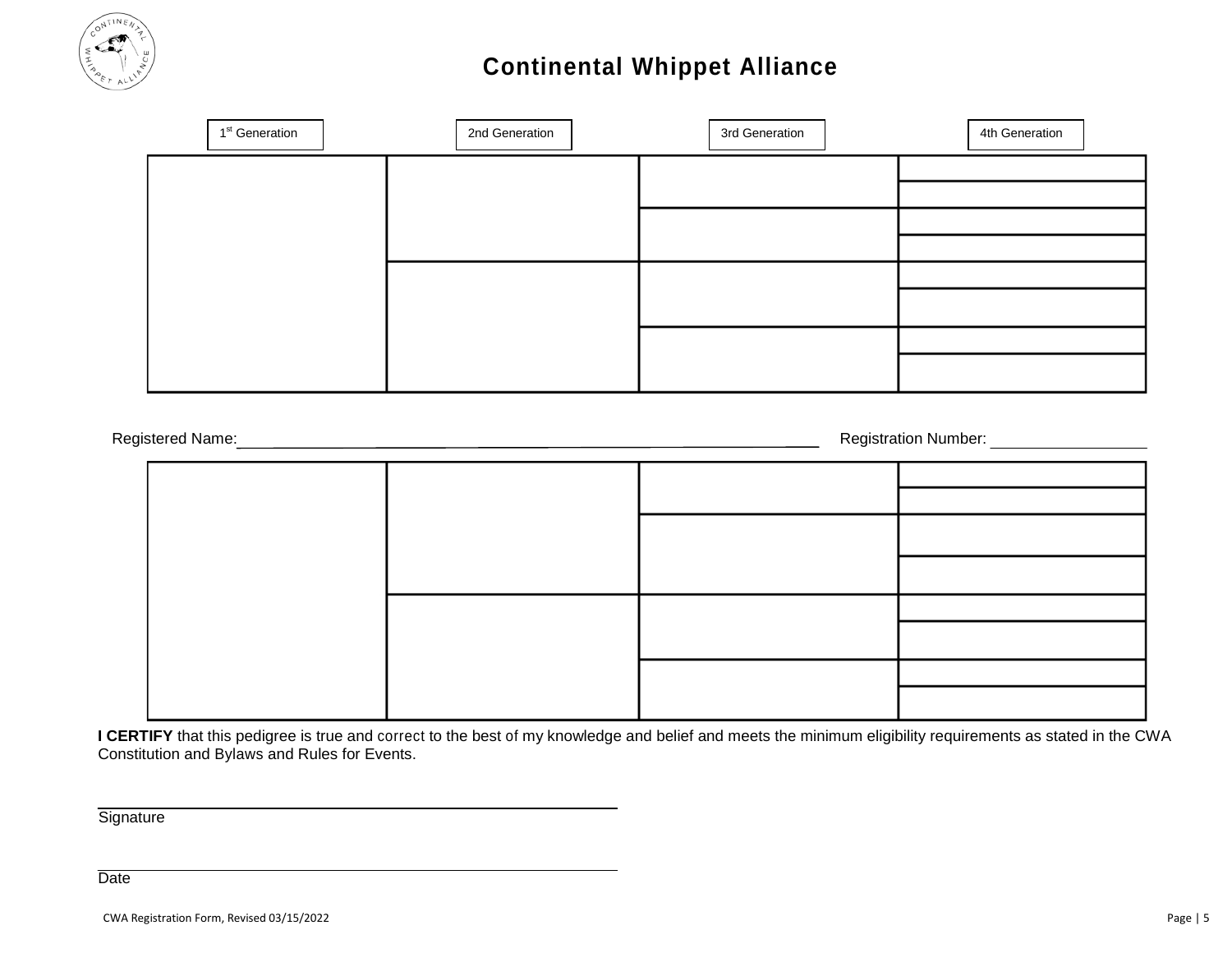# Continental Whippet Alliance

| 1st Generation | 2nd Generation | 3rd Generation | 4th Generation |
|---|---|---|---|
| | | | |
| | | | |
| | | | |
| | | | |
| | | | |
| | | | |
| | | | |
| | | | |

Registered Name: ______________________________ Registration Number: ______________

| | | | |
|---|---|---|---|
| | | | |
| | | | |
| | | | |
| | | | |
| | | | |
| | | | |
| | | | |
| | | | |

**I CERTIFY** that this pedigree is true and correct to the best of my knowledge and belief and meets the minimum eligibility requirements as stated in the CWA Constitution and Bylaws and Rules for Events.

______________________________

Signature

______________________________

Date

CWA Registration Form, Revised 03/15/2022